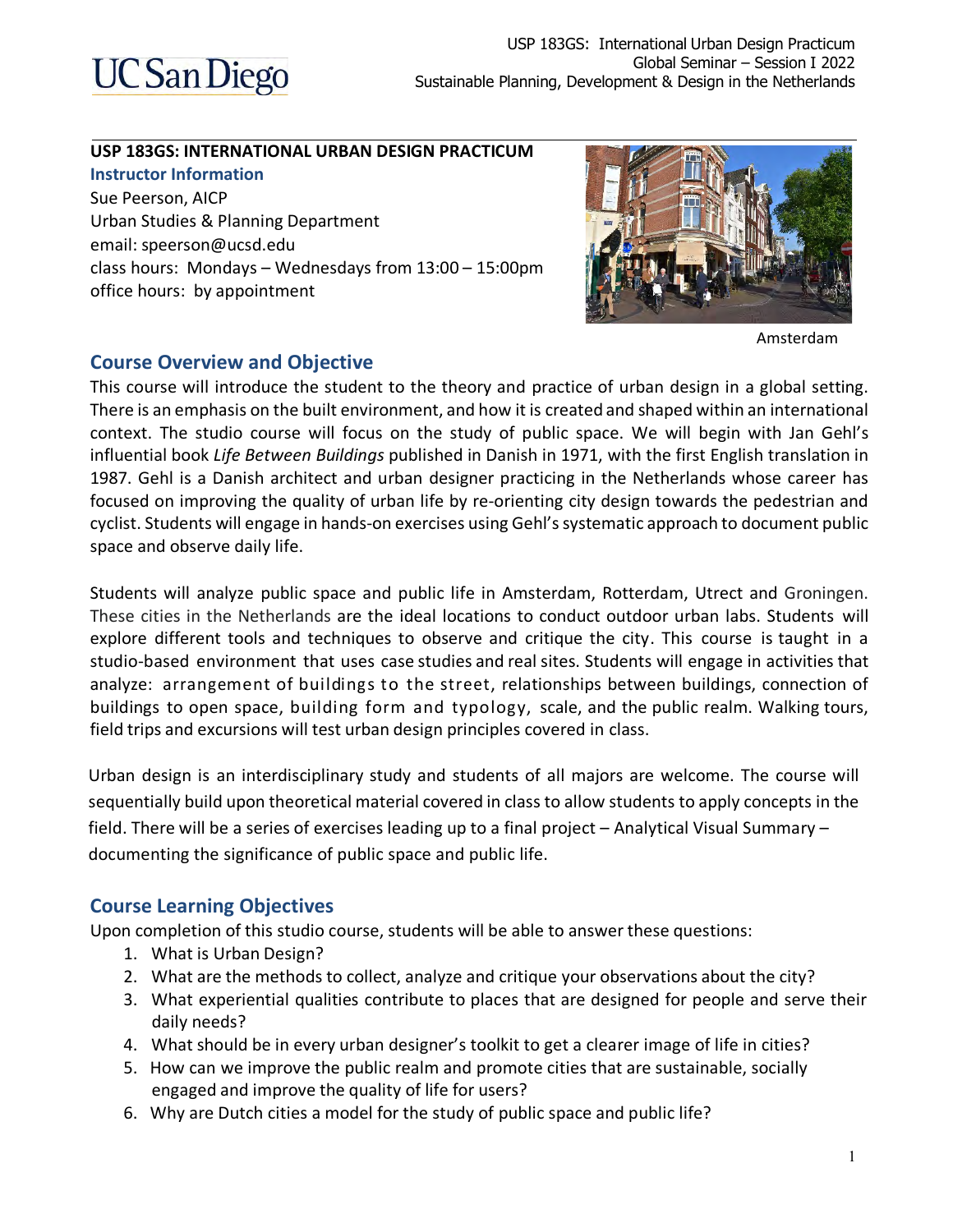## USP 183GS: INTERNATIONAL URBAN DESIGN PRACTICUM

### Instructor Information

Sue Peerson, AICP
Urban Studies & Planning Department
email: speerson@ucsd.edu
class hours: Mondays – Wednesdays from 13:00 – 15:00pm
office hours: by appointment

Amsterdam

## Course Overview and Objective

This course will introduce the student to the theory and practice of urban design in a global setting. There is an emphasis on the built environment, and how it is created and shaped within an international context. The studio course will focus on the study of public space. We will begin with Jan Gehl's influential book *Life Between Buildings* published in Danish in 1971, with the first English translation in 1987. Gehl is a Danish architect and urban designer practicing in the Netherlands whose career has focused on improving the quality of urban life by re-orienting city design towards the pedestrian and cyclist. Students will engage in hands-on exercises using Gehl's systematic approach to document public space and observe daily life.

Students will analyze public space and public life in Amsterdam, Rotterdam, Utrect and Groningen. These cities in the Netherlands are the ideal locations to conduct outdoor urban labs. Students will explore different tools and techniques to observe and critique the city. This course is taught in a studio-based environment that uses case studies and real sites. Students will engage in activities that analyze: arrangement of buildings to the street, relationships between buildings, connection of buildings to open space, building form and typology, scale, and the public realm. Walking tours, field trips and excursions will test urban design principles covered in class.

Urban design is an interdisciplinary study and students of all majors are welcome. The course will sequentially build upon theoretical material covered in class to allow students to apply concepts in the field. There will be a series of exercises leading up to a final project – Analytical Visual Summary – documenting the significance of public space and public life.

## Course Learning Objectives

Upon completion of this studio course, students will be able to answer these questions:

1. What is Urban Design?
2. What are the methods to collect, analyze and critique your observations about the city?
3. What experiential qualities contribute to places that are designed for people and serve their daily needs?
4. What should be in every urban designer's toolkit to get a clearer image of life in cities?
5. How can we improve the public realm and promote cities that are sustainable, socially engaged and improve the quality of life for users?
6. Why are Dutch cities a model for the study of public space and public life?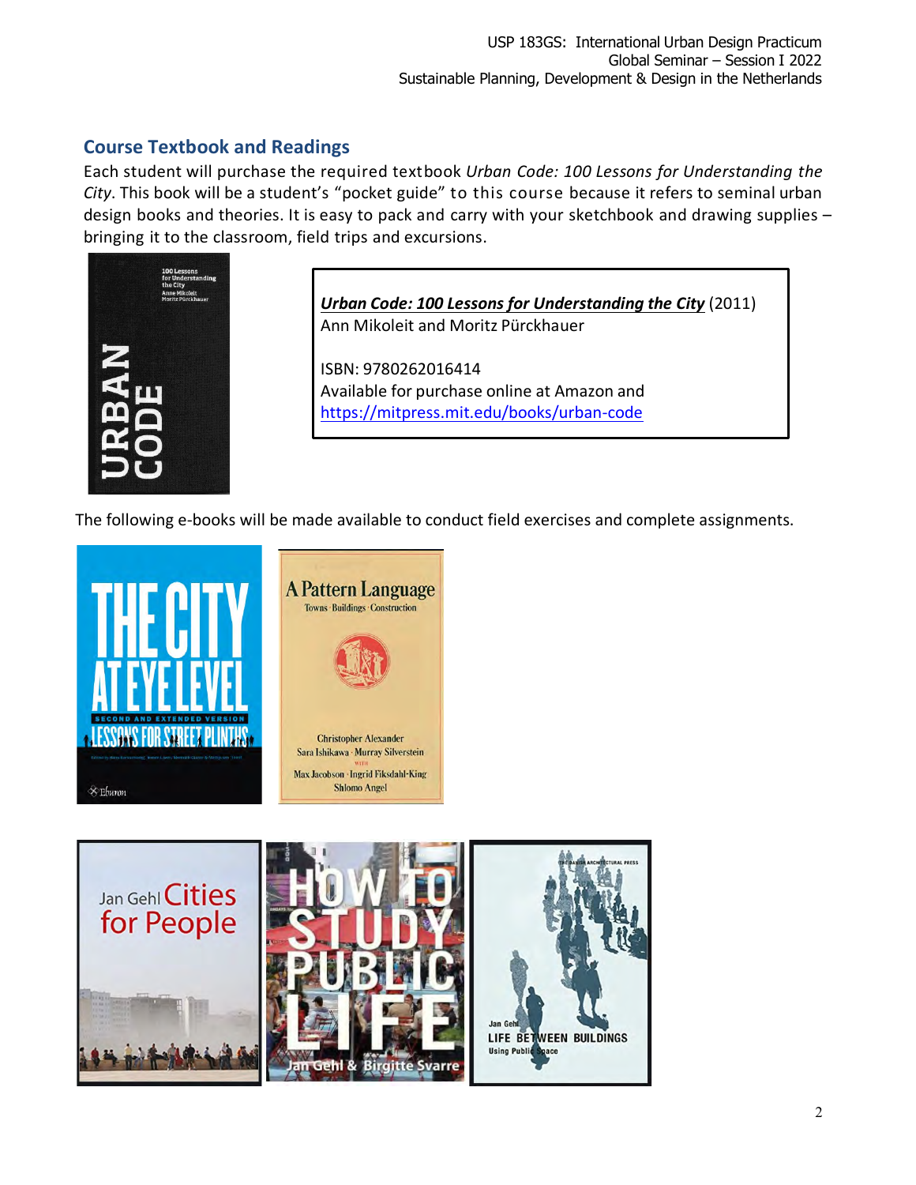## Course Textbook and Readings

Each student will purchase the required textbook *Urban Code: 100 Lessons for Understanding the City*. This book will be a student's "pocket guide" to this course because it refers to seminal urban design books and theories. It is easy to pack and carry with your sketchbook and drawing supplies – bringing it to the classroom, field trips and excursions.

***Urban Code: 100 Lessons for Understanding the City*** (2011)
Ann Mikoleit and Moritz Pürckhauer

ISBN: 9780262016414
Available for purchase online at Amazon and https://mitpress.mit.edu/books/urban-code

The following e-books will be made available to conduct field exercises and complete assignments.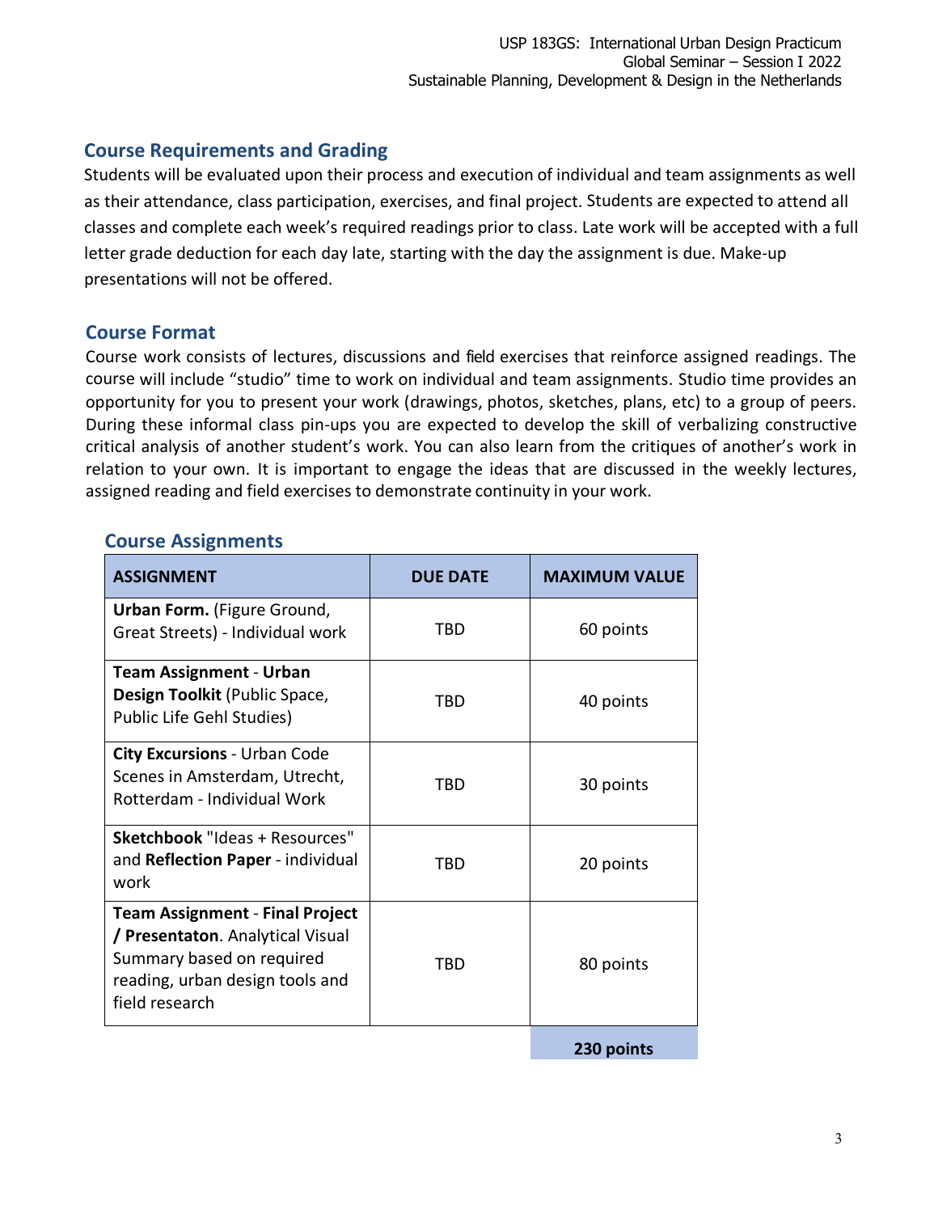## Course Requirements and Grading

Students will be evaluated upon their process and execution of individual and team assignments as well as their attendance, class participation, exercises, and final project. Students are expected to attend all classes and complete each week's required readings prior to class. Late work will be accepted with a full letter grade deduction for each day late, starting with the day the assignment is due. Make-up presentations will not be offered.

## Course Format

Course work consists of lectures, discussions and field exercises that reinforce assigned readings. The course will include "studio" time to work on individual and team assignments. Studio time provides an opportunity for you to present your work (drawings, photos, sketches, plans, etc) to a group of peers. During these informal class pin-ups you are expected to develop the skill of verbalizing constructive critical analysis of another student's work. You can also learn from the critiques of another's work in relation to your own. It is important to engage the ideas that are discussed in the weekly lectures, assigned reading and field exercises to demonstrate continuity in your work.

## Course Assignments

| ASSIGNMENT | DUE DATE | MAXIMUM VALUE |
|---|---|---|
| **Urban Form.** (Figure Ground, Great Streets) - Individual work | TBD | 60 points |
| **Team Assignment** - **Urban Design Toolkit** (Public Space, Public Life Gehl Studies) | TBD | 40 points |
| **City Excursions** - Urban Code Scenes in Amsterdam, Utrecht, Rotterdam - Individual Work | TBD | 30 points |
| **Sketchbook** "Ideas + Resources" and **Reflection Paper** - individual work | TBD | 20 points |
| **Team Assignment** - **Final Project / Presentaton**. Analytical Visual Summary based on required reading, urban design tools and field research | TBD | 80 points |
| | | **230 points** |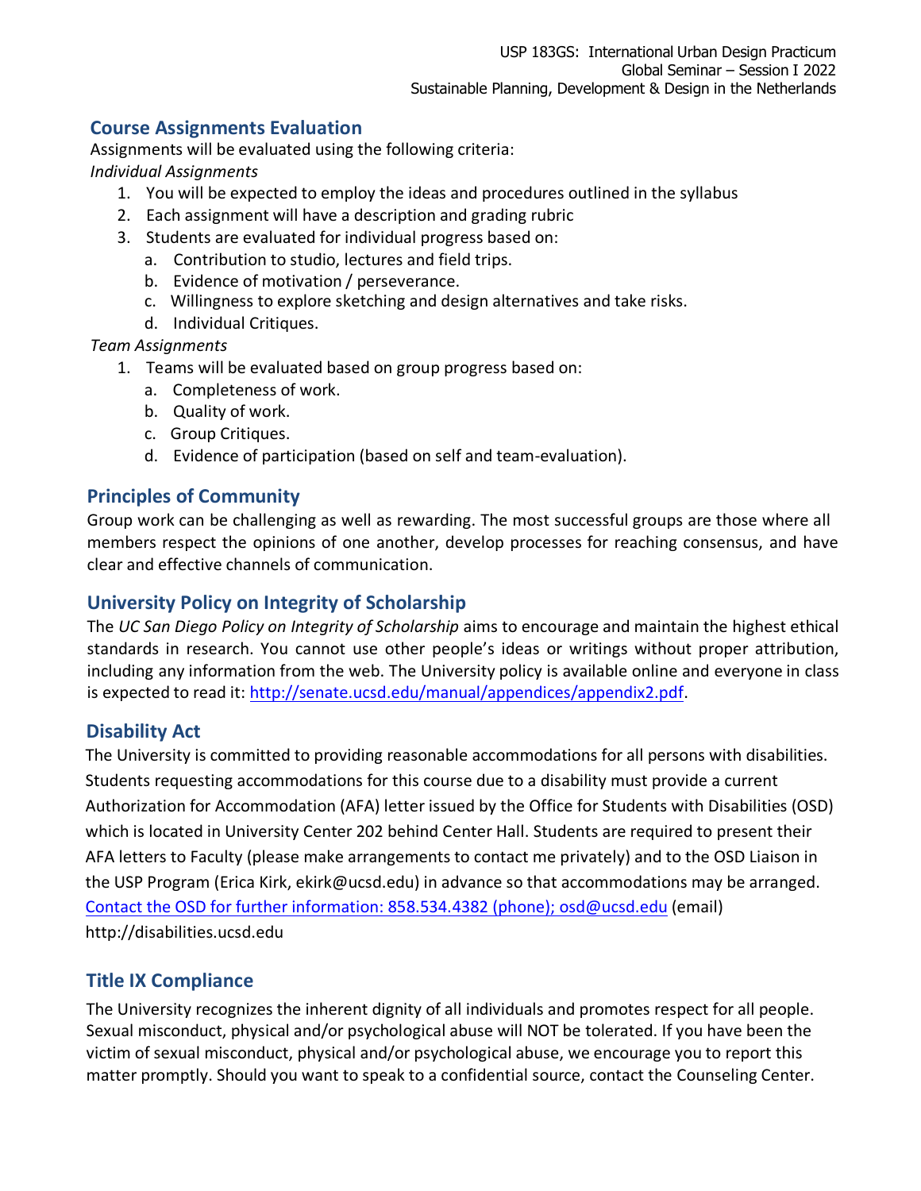## Course Assignments Evaluation

Assignments will be evaluated using the following criteria:

*Individual Assignments*

1. You will be expected to employ the ideas and procedures outlined in the syllabus
2. Each assignment will have a description and grading rubric
3. Students are evaluated for individual progress based on:
   a. Contribution to studio, lectures and field trips.
   b. Evidence of motivation / perseverance.
   c. Willingness to explore sketching and design alternatives and take risks.
   d. Individual Critiques.

*Team Assignments*

1. Teams will be evaluated based on group progress based on:
   a. Completeness of work.
   b. Quality of work.
   c. Group Critiques.
   d. Evidence of participation (based on self and team-evaluation).

## Principles of Community

Group work can be challenging as well as rewarding. The most successful groups are those where all members respect the opinions of one another, develop processes for reaching consensus, and have clear and effective channels of communication.

## University Policy on Integrity of Scholarship

The *UC San Diego Policy on Integrity of Scholarship* aims to encourage and maintain the highest ethical standards in research. You cannot use other people's ideas or writings without proper attribution, including any information from the web. The University policy is available online and everyone in class is expected to read it: [http://senate.ucsd.edu/manual/appendices/appendix2.pdf](http://senate.ucsd.edu/manual/appendices/appendix2.pdf).

## Disability Act

The University is committed to providing reasonable accommodations for all persons with disabilities. Students requesting accommodations for this course due to a disability must provide a current Authorization for Accommodation (AFA) letter issued by the Office for Students with Disabilities (OSD) which is located in University Center 202 behind Center Hall. Students are required to present their AFA letters to Faculty (please make arrangements to contact me privately) and to the OSD Liaison in the USP Program (Erica Kirk, ekirk@ucsd.edu) in advance so that accommodations may be arranged. Contact the OSD for further information: 858.534.4382 (phone); osd@ucsd.edu (email) http://disabilities.ucsd.edu

## Title IX Compliance

The University recognizes the inherent dignity of all individuals and promotes respect for all people. Sexual misconduct, physical and/or psychological abuse will NOT be tolerated. If you have been the victim of sexual misconduct, physical and/or psychological abuse, we encourage you to report this matter promptly. Should you want to speak to a confidential source, contact the Counseling Center.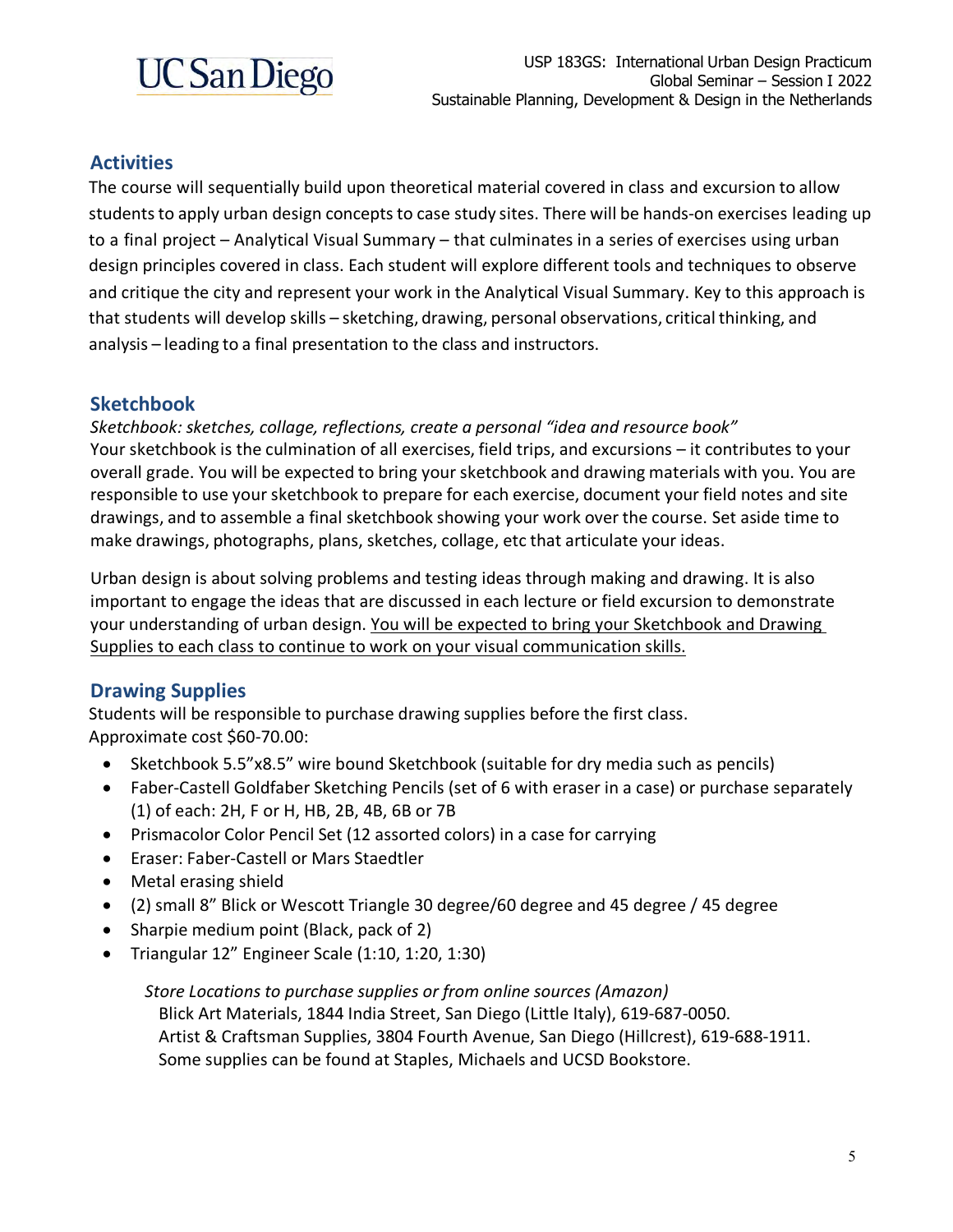## Activities

The course will sequentially build upon theoretical material covered in class and excursion to allow students to apply urban design concepts to case study sites. There will be hands-on exercises leading up to a final project – Analytical Visual Summary – that culminates in a series of exercises using urban design principles covered in class. Each student will explore different tools and techniques to observe and critique the city and represent your work in the Analytical Visual Summary. Key to this approach is that students will develop skills – sketching, drawing, personal observations, critical thinking, and analysis – leading to a final presentation to the class and instructors.

## Sketchbook

*Sketchbook: sketches, collage, reflections, create a personal "idea and resource book"*
Your sketchbook is the culmination of all exercises, field trips, and excursions – it contributes to your overall grade. You will be expected to bring your sketchbook and drawing materials with you. You are responsible to use your sketchbook to prepare for each exercise, document your field notes and site drawings, and to assemble a final sketchbook showing your work over the course. Set aside time to make drawings, photographs, plans, sketches, collage, etc that articulate your ideas.

Urban design is about solving problems and testing ideas through making and drawing. It is also important to engage the ideas that are discussed in each lecture or field excursion to demonstrate your understanding of urban design. <u>You will be expected to bring your Sketchbook and Drawing Supplies to each class to continue to work on your visual communication skills.</u>

## Drawing Supplies

Students will be responsible to purchase drawing supplies before the first class.
Approximate cost $60-70.00:

- Sketchbook 5.5"x8.5" wire bound Sketchbook (suitable for dry media such as pencils)
- Faber-Castell Goldfaber Sketching Pencils (set of 6 with eraser in a case) or purchase separately (1) of each: 2H, F or H, HB, 2B, 4B, 6B or 7B
- Prismacolor Color Pencil Set (12 assorted colors) in a case for carrying
- Eraser: Faber-Castell or Mars Staedtler
- Metal erasing shield
- (2) small 8" Blick or Wescott Triangle 30 degree/60 degree and 45 degree / 45 degree
- Sharpie medium point (Black, pack of 2)
- Triangular 12" Engineer Scale (1:10, 1:20, 1:30)

*Store Locations to purchase supplies or from online sources (Amazon)*
Blick Art Materials, 1844 India Street, San Diego (Little Italy), 619-687-0050.
Artist & Craftsman Supplies, 3804 Fourth Avenue, San Diego (Hillcrest), 619-688-1911.
Some supplies can be found at Staples, Michaels and UCSD Bookstore.